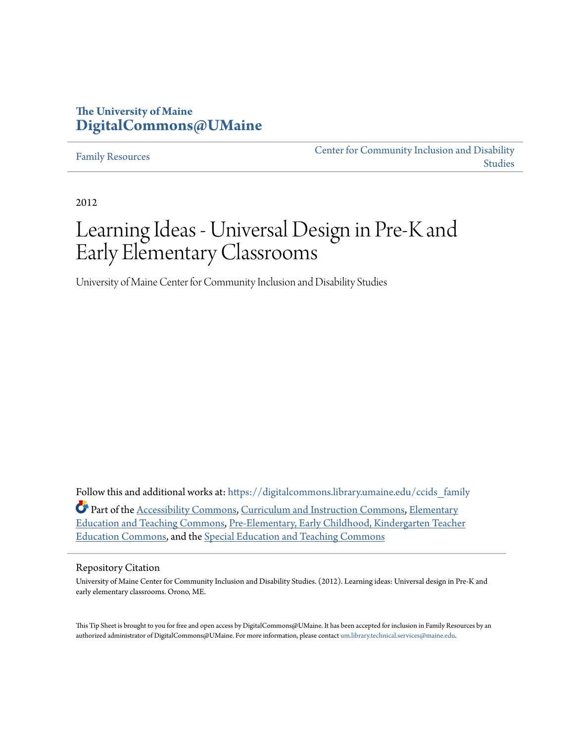The University of Maine
**DigitalCommons@UMaine**

Family Resources | Center for Community Inclusion and Disability Studies

2012

# Learning Ideas - Universal Design in Pre-K and Early Elementary Classrooms

University of Maine Center for Community Inclusion and Disability Studies

Follow this and additional works at: https://digitalcommons.library.umaine.edu/ccids_family

Part of the Accessibility Commons, Curriculum and Instruction Commons, Elementary Education and Teaching Commons, Pre-Elementary, Early Childhood, Kindergarten Teacher Education Commons, and the Special Education and Teaching Commons

## Repository Citation

University of Maine Center for Community Inclusion and Disability Studies. (2012). Learning ideas: Universal design in Pre-K and early elementary classrooms. Orono, ME.

This Tip Sheet is brought to you for free and open access by DigitalCommons@UMaine. It has been accepted for inclusion in Family Resources by an authorized administrator of DigitalCommons@UMaine. For more information, please contact um.library.technical.services@maine.edu.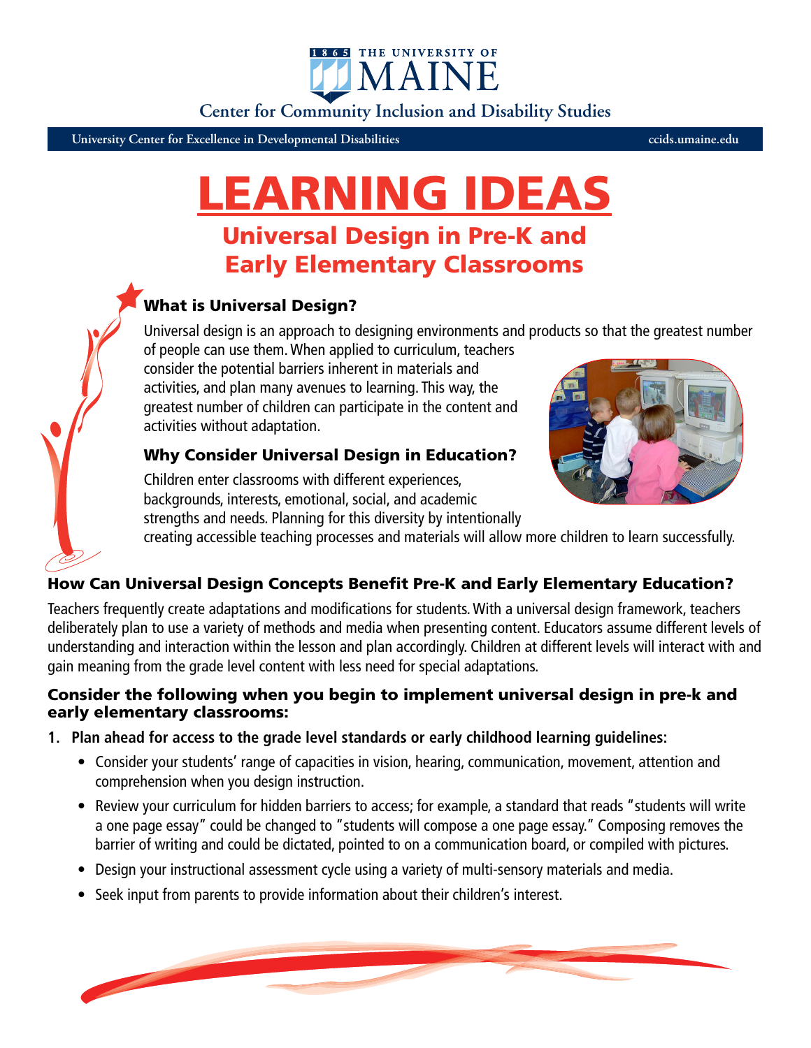THE UNIVERSITY OF MAINE

Center for Community Inclusion and Disability Studies

University Center for Excellence in Developmental Disabilities — ccids.umaine.edu

# LEARNING IDEAS

## Universal Design in Pre-K and Early Elementary Classrooms

### What is Universal Design?

Universal design is an approach to designing environments and products so that the greatest number of people can use them. When applied to curriculum, teachers consider the potential barriers inherent in materials and activities, and plan many avenues to learning. This way, the greatest number of children can participate in the content and activities without adaptation.

### Why Consider Universal Design in Education?

Children enter classrooms with different experiences, backgrounds, interests, emotional, social, and academic strengths and needs. Planning for this diversity by intentionally creating accessible teaching processes and materials will allow more children to learn successfully.

### How Can Universal Design Concepts Benefit Pre-K and Early Elementary Education?

Teachers frequently create adaptations and modifications for students. With a universal design framework, teachers deliberately plan to use a variety of methods and media when presenting content. Educators assume different levels of understanding and interaction within the lesson and plan accordingly. Children at different levels will interact with and gain meaning from the grade level content with less need for special adaptations.

### Consider the following when you begin to implement universal design in pre-k and early elementary classrooms:

1. **Plan ahead for access to the grade level standards or early childhood learning guidelines:**
   - Consider your students' range of capacities in vision, hearing, communication, movement, attention and comprehension when you design instruction.
   - Review your curriculum for hidden barriers to access; for example, a standard that reads "students will write a one page essay" could be changed to "students will compose a one page essay." Composing removes the barrier of writing and could be dictated, pointed to on a communication board, or compiled with pictures.
   - Design your instructional assessment cycle using a variety of multi-sensory materials and media.
   - Seek input from parents to provide information about their children's interest.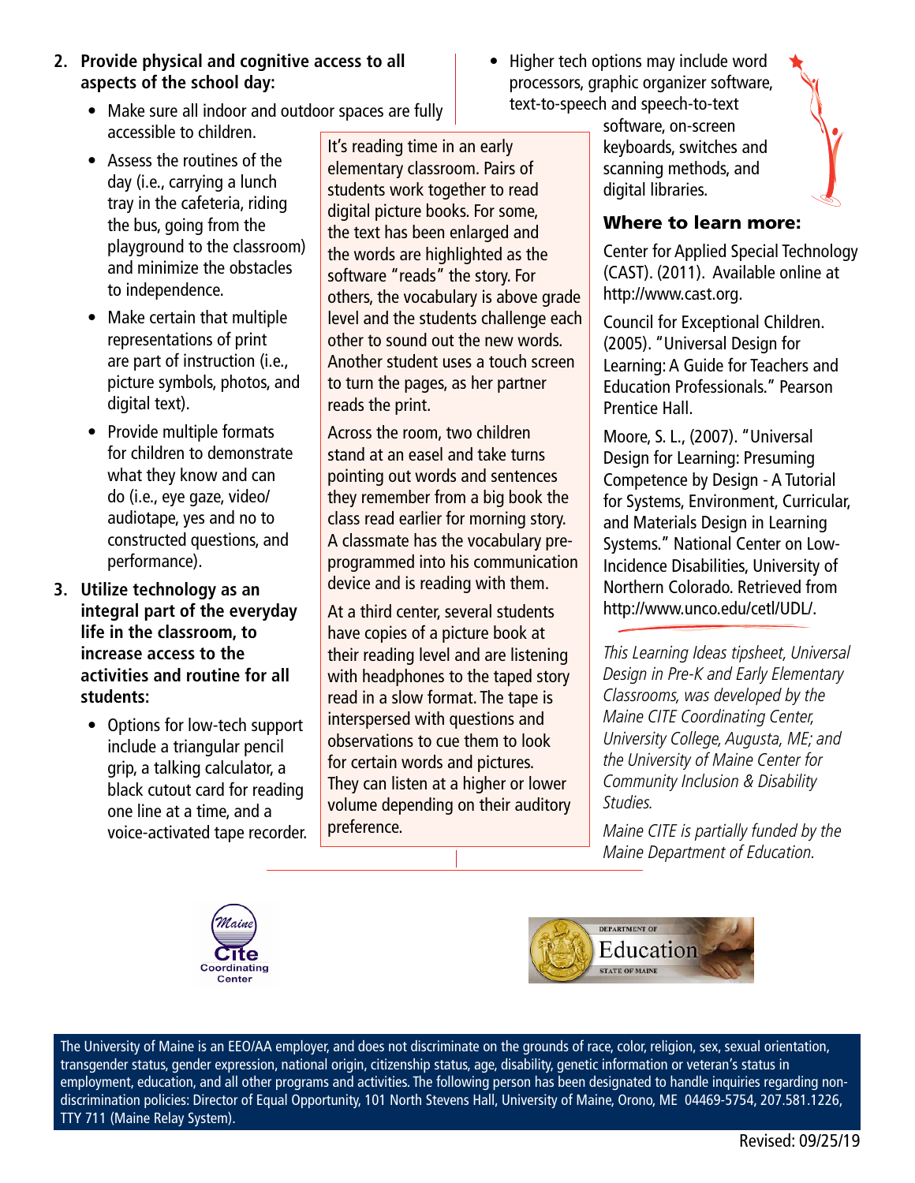2. **Provide physical and cognitive access to all aspects of the school day:**
   - Make sure all indoor and outdoor spaces are fully accessible to children.
   - Assess the routines of the day (i.e., carrying a lunch tray in the cafeteria, riding the bus, going from the playground to the classroom) and minimize the obstacles to independence.
   - Make certain that multiple representations of print are part of instruction (i.e., picture symbols, photos, and digital text).
   - Provide multiple formats for children to demonstrate what they know and can do (i.e., eye gaze, video/audiotape, yes and no to constructed questions, and performance).
3. **Utilize technology as an integral part of the everyday life in the classroom, to increase access to the activities and routine for all students:**
   - Options for low-tech support include a triangular pencil grip, a talking calculator, a black cutout card for reading one line at a time, and a voice-activated tape recorder.
   - Higher tech options may include word processors, graphic organizer software, text-to-speech and speech-to-text software, on-screen keyboards, switches and scanning methods, and digital libraries.

It's reading time in an early elementary classroom. Pairs of students work together to read digital picture books. For some, the text has been enlarged and the words are highlighted as the software "reads" the story. For others, the vocabulary is above grade level and the students challenge each other to sound out the new words. Another student uses a touch screen to turn the pages, as her partner reads the print.

Across the room, two children stand at an easel and take turns pointing out words and sentences they remember from a big book the class read earlier for morning story. A classmate has the vocabulary pre-programmed into his communication device and is reading with them.

At a third center, several students have copies of a picture book at their reading level and are listening with headphones to the taped story read in a slow format. The tape is interspersed with questions and observations to cue them to look for certain words and pictures. They can listen at a higher or lower volume depending on their auditory preference.

## Where to learn more:

Center for Applied Special Technology (CAST). (2011). Available online at http://www.cast.org.

Council for Exceptional Children. (2005). "Universal Design for Learning: A Guide for Teachers and Education Professionals." Pearson Prentice Hall.

Moore, S. L., (2007). "Universal Design for Learning: Presuming Competence by Design - A Tutorial for Systems, Environment, Curricular, and Materials Design in Learning Systems." National Center on Low-Incidence Disabilities, University of Northern Colorado. Retrieved from http://www.unco.edu/cetl/UDL/.

*This Learning Ideas tipsheet, Universal Design in Pre-K and Early Elementary Classrooms, was developed by the Maine CITE Coordinating Center, University College, Augusta, ME; and the University of Maine Center for Community Inclusion & Disability Studies.*

*Maine CITE is partially funded by the Maine Department of Education.*

Maine Cite Coordinating Center

Department of Education State of Maine

The University of Maine is an EEO/AA employer, and does not discriminate on the grounds of race, color, religion, sex, sexual orientation, transgender status, gender expression, national origin, citizenship status, age, disability, genetic information or veteran's status in employment, education, and all other programs and activities. The following person has been designated to handle inquiries regarding non-discrimination policies: Director of Equal Opportunity, 101 North Stevens Hall, University of Maine, Orono, ME 04469-5754, 207.581.1226, TTY 711 (Maine Relay System).

Revised: 09/25/19